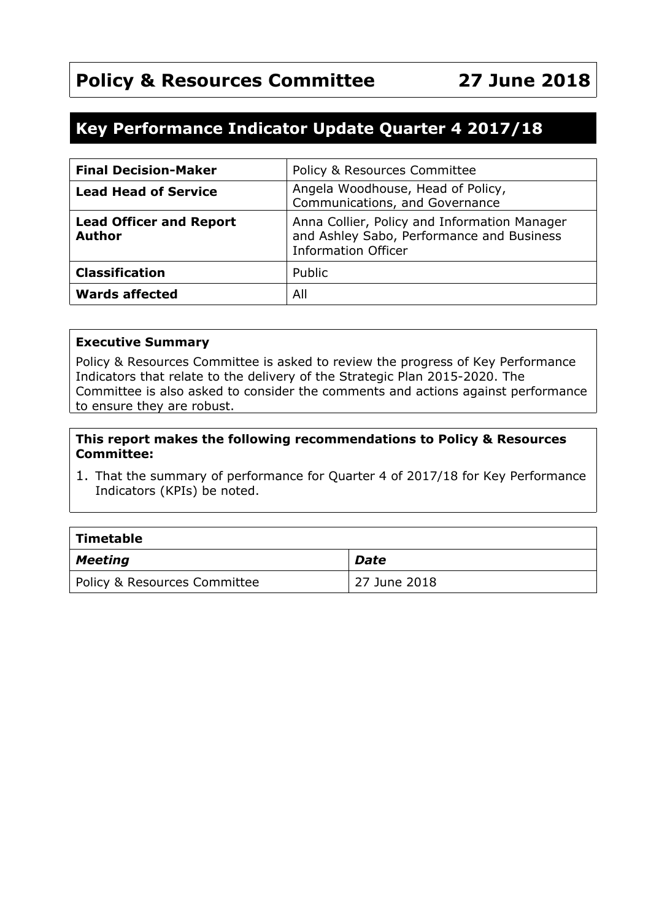# Policy & Resources Committee 27 June 2018

## Key Performance Indicator Update Quarter 4 2017/18

| **Final Decision-Maker** | Policy & Resources Committee |
|---|---|
| **Lead Head of Service** | Angela Woodhouse, Head of Policy, Communications, and Governance |
| **Lead Officer and Report Author** | Anna Collier, Policy and Information Manager and Ashley Sabo, Performance and Business Information Officer |
| **Classification** | Public |
| **Wards affected** | All |

**Executive Summary**

Policy & Resources Committee is asked to review the progress of Key Performance Indicators that relate to the delivery of the Strategic Plan 2015-2020. The Committee is also asked to consider the comments and actions against performance to ensure they are robust.

**This report makes the following recommendations to Policy & Resources Committee:**

1. That the summary of performance for Quarter 4 of 2017/18 for Key Performance Indicators (KPIs) be noted.

| **Timetable** | |
|---|---|
| ***Meeting*** | ***Date*** |
| Policy & Resources Committee | 27 June 2018 |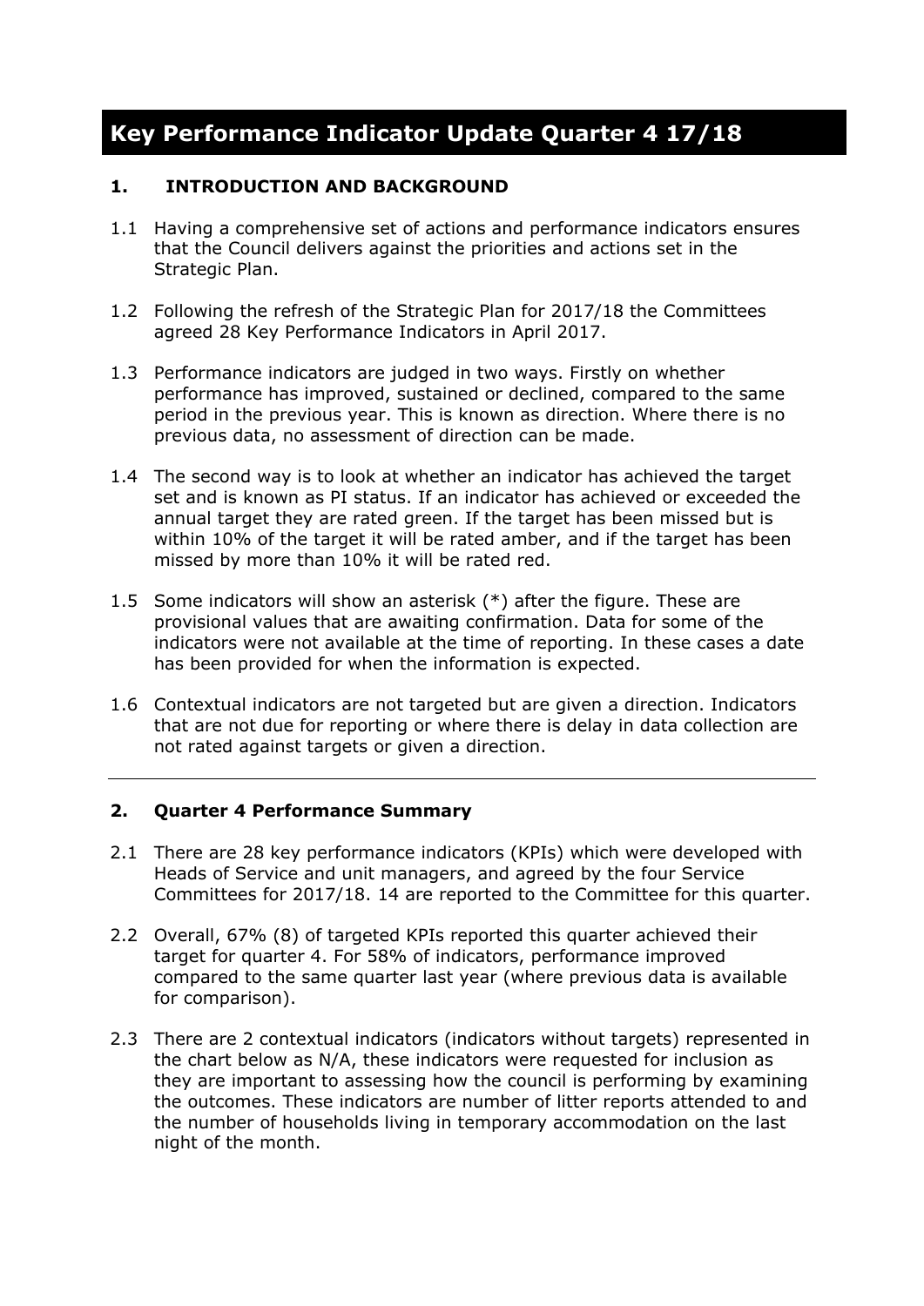# Key Performance Indicator Update Quarter 4 17/18

## 1. INTRODUCTION AND BACKGROUND

1.1 Having a comprehensive set of actions and performance indicators ensures that the Council delivers against the priorities and actions set in the Strategic Plan.

1.2 Following the refresh of the Strategic Plan for 2017/18 the Committees agreed 28 Key Performance Indicators in April 2017.

1.3 Performance indicators are judged in two ways. Firstly on whether performance has improved, sustained or declined, compared to the same period in the previous year. This is known as direction. Where there is no previous data, no assessment of direction can be made.

1.4 The second way is to look at whether an indicator has achieved the target set and is known as PI status. If an indicator has achieved or exceeded the annual target they are rated green. If the target has been missed but is within 10% of the target it will be rated amber, and if the target has been missed by more than 10% it will be rated red.

1.5 Some indicators will show an asterisk (*) after the figure. These are provisional values that are awaiting confirmation. Data for some of the indicators were not available at the time of reporting. In these cases a date has been provided for when the information is expected.

1.6 Contextual indicators are not targeted but are given a direction. Indicators that are not due for reporting or where there is delay in data collection are not rated against targets or given a direction.

---

## 2. Quarter 4 Performance Summary

2.1 There are 28 key performance indicators (KPIs) which were developed with Heads of Service and unit managers, and agreed by the four Service Committees for 2017/18. 14 are reported to the Committee for this quarter.

2.2 Overall, 67% (8) of targeted KPIs reported this quarter achieved their target for quarter 4. For 58% of indicators, performance improved compared to the same quarter last year (where previous data is available for comparison).

2.3 There are 2 contextual indicators (indicators without targets) represented in the chart below as N/A, these indicators were requested for inclusion as they are important to assessing how the council is performing by examining the outcomes. These indicators are number of litter reports attended to and the number of households living in temporary accommodation on the last night of the month.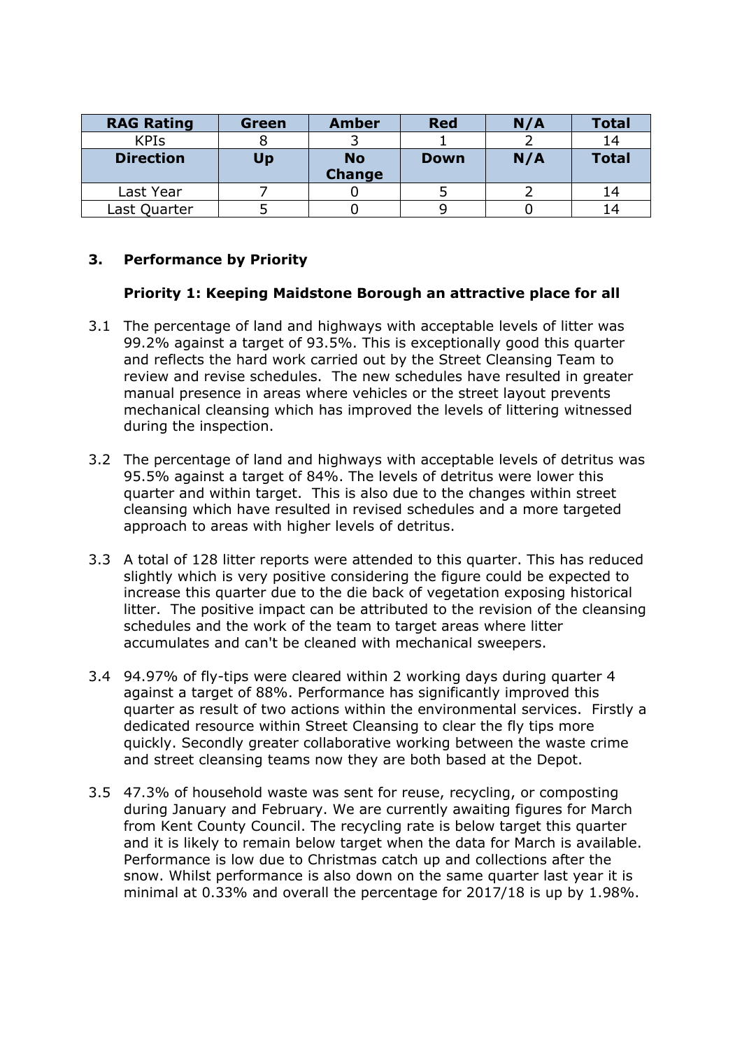| RAG Rating | Green | Amber | Red | N/A | Total |
|---|---|---|---|---|---|
| KPIs | 8 | 3 | 1 | 2 | 14 |
| **Direction** | **Up** | **No Change** | **Down** | **N/A** | **Total** |
| Last Year | 7 | 0 | 5 | 2 | 14 |
| Last Quarter | 5 | 0 | 9 | 0 | 14 |

## 3. Performance by Priority

### Priority 1: Keeping Maidstone Borough an attractive place for all

3.1 The percentage of land and highways with acceptable levels of litter was 99.2% against a target of 93.5%. This is exceptionally good this quarter and reflects the hard work carried out by the Street Cleansing Team to review and revise schedules. The new schedules have resulted in greater manual presence in areas where vehicles or the street layout prevents mechanical cleansing which has improved the levels of littering witnessed during the inspection.

3.2 The percentage of land and highways with acceptable levels of detritus was 95.5% against a target of 84%. The levels of detritus were lower this quarter and within target. This is also due to the changes within street cleansing which have resulted in revised schedules and a more targeted approach to areas with higher levels of detritus.

3.3 A total of 128 litter reports were attended to this quarter. This has reduced slightly which is very positive considering the figure could be expected to increase this quarter due to the die back of vegetation exposing historical litter. The positive impact can be attributed to the revision of the cleansing schedules and the work of the team to target areas where litter accumulates and can't be cleaned with mechanical sweepers.

3.4 94.97% of fly-tips were cleared within 2 working days during quarter 4 against a target of 88%. Performance has significantly improved this quarter as result of two actions within the environmental services. Firstly a dedicated resource within Street Cleansing to clear the fly tips more quickly. Secondly greater collaborative working between the waste crime and street cleansing teams now they are both based at the Depot.

3.5 47.3% of household waste was sent for reuse, recycling, or composting during January and February. We are currently awaiting figures for March from Kent County Council. The recycling rate is below target this quarter and it is likely to remain below target when the data for March is available. Performance is low due to Christmas catch up and collections after the snow. Whilst performance is also down on the same quarter last year it is minimal at 0.33% and overall the percentage for 2017/18 is up by 1.98%.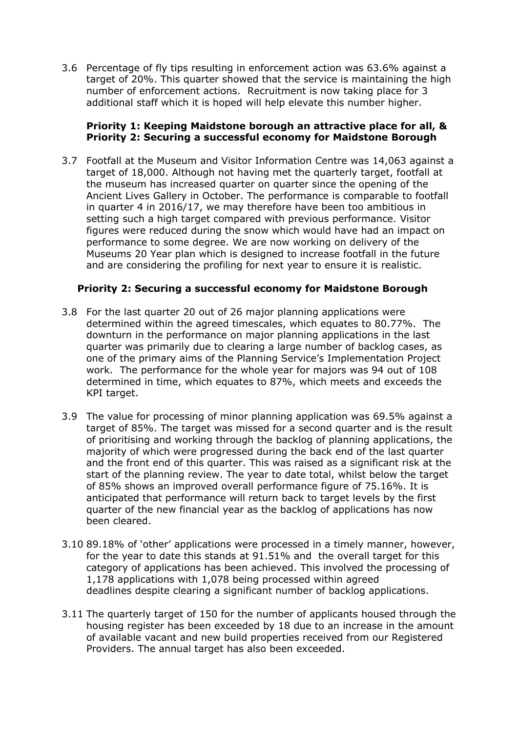3.6 Percentage of fly tips resulting in enforcement action was 63.6% against a target of 20%. This quarter showed that the service is maintaining the high number of enforcement actions. Recruitment is now taking place for 3 additional staff which it is hoped will help elevate this number higher.

**Priority 1: Keeping Maidstone borough an attractive place for all, & Priority 2: Securing a successful economy for Maidstone Borough**

3.7 Footfall at the Museum and Visitor Information Centre was 14,063 against a target of 18,000. Although not having met the quarterly target, footfall at the museum has increased quarter on quarter since the opening of the Ancient Lives Gallery in October. The performance is comparable to footfall in quarter 4 in 2016/17, we may therefore have been too ambitious in setting such a high target compared with previous performance. Visitor figures were reduced during the snow which would have had an impact on performance to some degree. We are now working on delivery of the Museums 20 Year plan which is designed to increase footfall in the future and are considering the profiling for next year to ensure it is realistic.

**Priority 2: Securing a successful economy for Maidstone Borough**

3.8 For the last quarter 20 out of 26 major planning applications were determined within the agreed timescales, which equates to 80.77%. The downturn in the performance on major planning applications in the last quarter was primarily due to clearing a large number of backlog cases, as one of the primary aims of the Planning Service's Implementation Project work. The performance for the whole year for majors was 94 out of 108 determined in time, which equates to 87%, which meets and exceeds the KPI target.

3.9 The value for processing of minor planning application was 69.5% against a target of 85%. The target was missed for a second quarter and is the result of prioritising and working through the backlog of planning applications, the majority of which were progressed during the back end of the last quarter and the front end of this quarter. This was raised as a significant risk at the start of the planning review. The year to date total, whilst below the target of 85% shows an improved overall performance figure of 75.16%. It is anticipated that performance will return back to target levels by the first quarter of the new financial year as the backlog of applications has now been cleared.

3.10 89.18% of 'other' applications were processed in a timely manner, however, for the year to date this stands at 91.51% and the overall target for this category of applications has been achieved. This involved the processing of 1,178 applications with 1,078 being processed within agreed deadlines despite clearing a significant number of backlog applications.

3.11 The quarterly target of 150 for the number of applicants housed through the housing register has been exceeded by 18 due to an increase in the amount of available vacant and new build properties received from our Registered Providers. The annual target has also been exceeded.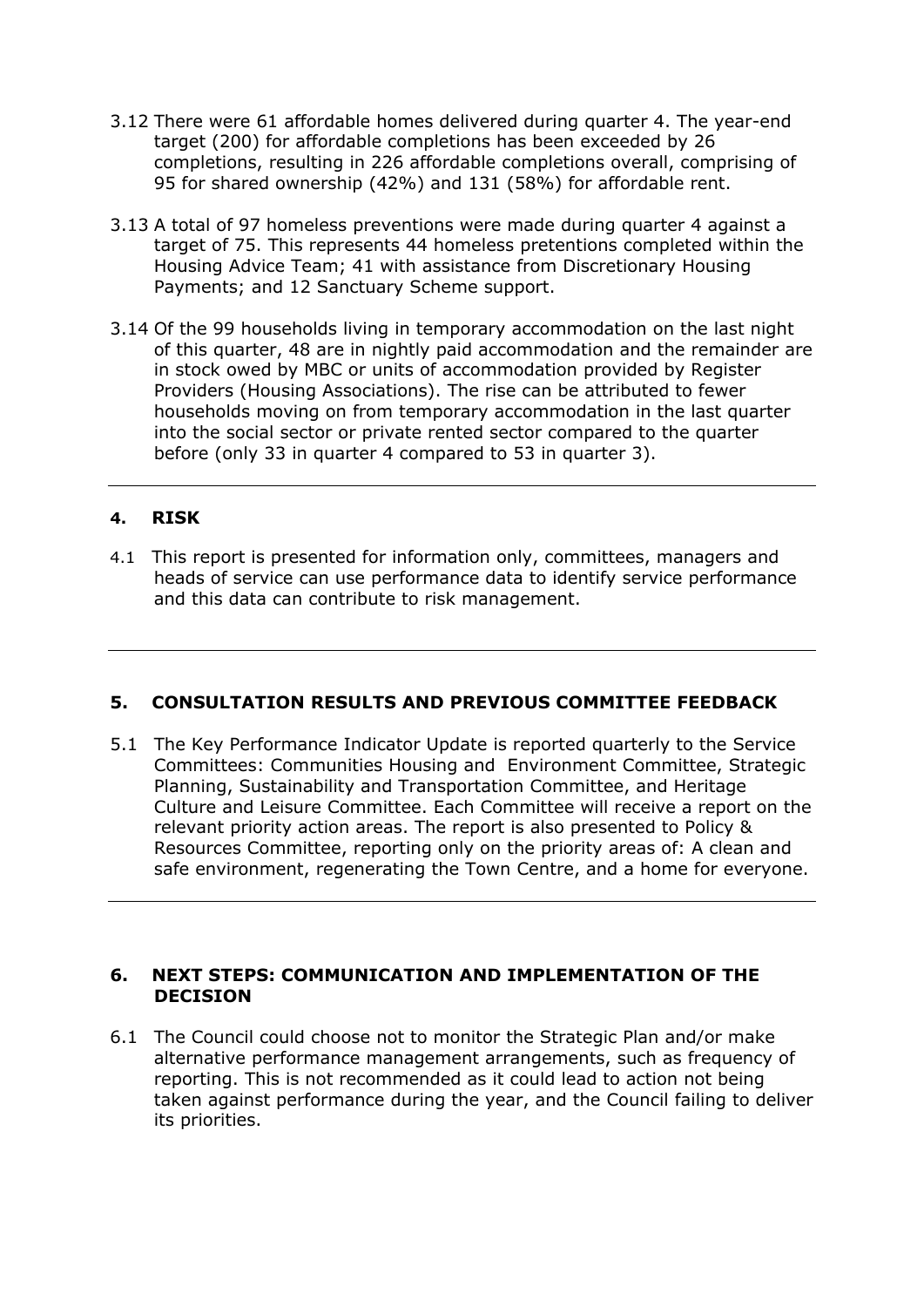3.12 There were 61 affordable homes delivered during quarter 4. The year-end target (200) for affordable completions has been exceeded by 26 completions, resulting in 226 affordable completions overall, comprising of 95 for shared ownership (42%) and 131 (58%) for affordable rent.

3.13 A total of 97 homeless preventions were made during quarter 4 against a target of 75. This represents 44 homeless pretentions completed within the Housing Advice Team; 41 with assistance from Discretionary Housing Payments; and 12 Sanctuary Scheme support.

3.14 Of the 99 households living in temporary accommodation on the last night of this quarter, 48 are in nightly paid accommodation and the remainder are in stock owed by MBC or units of accommodation provided by Register Providers (Housing Associations). The rise can be attributed to fewer households moving on from temporary accommodation in the last quarter into the social sector or private rented sector compared to the quarter before (only 33 in quarter 4 compared to 53 in quarter 3).

---

## 4. RISK

4.1 This report is presented for information only, committees, managers and heads of service can use performance data to identify service performance and this data can contribute to risk management.

---

## 5. CONSULTATION RESULTS AND PREVIOUS COMMITTEE FEEDBACK

5.1 The Key Performance Indicator Update is reported quarterly to the Service Committees: Communities Housing and Environment Committee, Strategic Planning, Sustainability and Transportation Committee, and Heritage Culture and Leisure Committee. Each Committee will receive a report on the relevant priority action areas. The report is also presented to Policy & Resources Committee, reporting only on the priority areas of: A clean and safe environment, regenerating the Town Centre, and a home for everyone.

---

## 6. NEXT STEPS: COMMUNICATION AND IMPLEMENTATION OF THE DECISION

6.1 The Council could choose not to monitor the Strategic Plan and/or make alternative performance management arrangements, such as frequency of reporting. This is not recommended as it could lead to action not being taken against performance during the year, and the Council failing to deliver its priorities.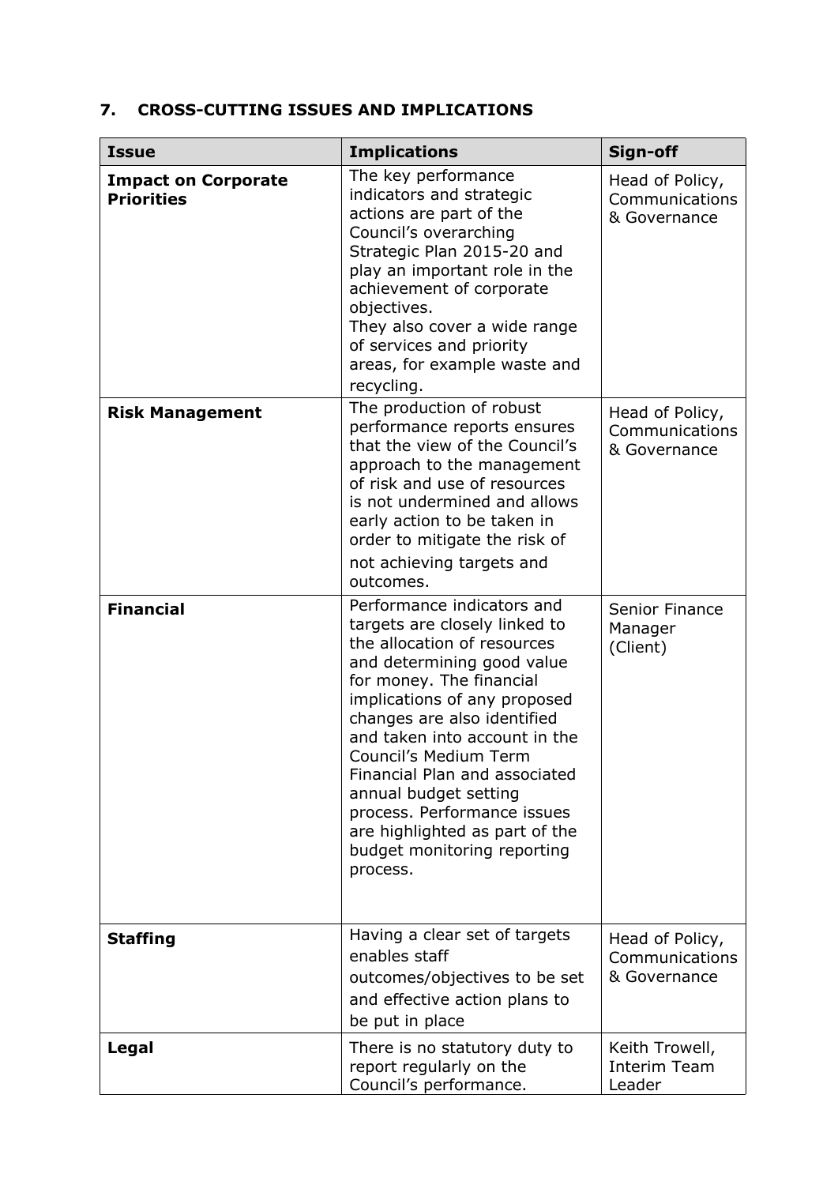## 7. CROSS-CUTTING ISSUES AND IMPLICATIONS

| Issue | Implications | Sign-off |
|---|---|---|
| **Impact on Corporate Priorities** | The key performance indicators and strategic actions are part of the Council's overarching Strategic Plan 2015-20 and play an important role in the achievement of corporate objectives. They also cover a wide range of services and priority areas, for example waste and recycling. | Head of Policy, Communications & Governance |
| **Risk Management** | The production of robust performance reports ensures that the view of the Council's approach to the management of risk and use of resources is not undermined and allows early action to be taken in order to mitigate the risk of not achieving targets and outcomes. | Head of Policy, Communications & Governance |
| **Financial** | Performance indicators and targets are closely linked to the allocation of resources and determining good value for money. The financial implications of any proposed changes are also identified and taken into account in the Council's Medium Term Financial Plan and associated annual budget setting process. Performance issues are highlighted as part of the budget monitoring reporting process. | Senior Finance Manager (Client) |
| **Staffing** | Having a clear set of targets enables staff outcomes/objectives to be set and effective action plans to be put in place | Head of Policy, Communications & Governance |
| **Legal** | There is no statutory duty to report regularly on the Council's performance. | Keith Trowell, Interim Team Leader |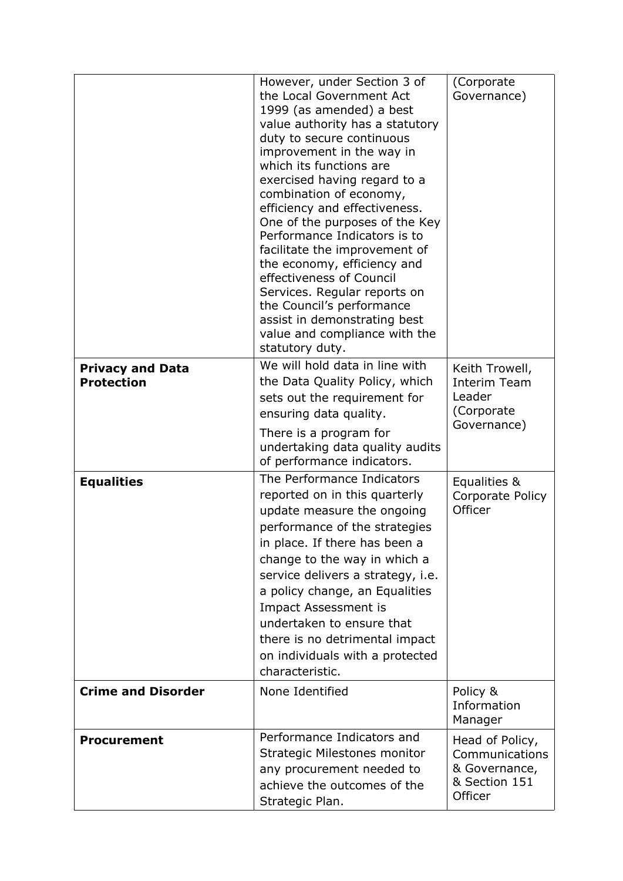| | | |
|---|---|---|
| | However, under Section 3 of the Local Government Act 1999 (as amended) a best value authority has a statutory duty to secure continuous improvement in the way in which its functions are exercised having regard to a combination of economy, efficiency and effectiveness. One of the purposes of the Key Performance Indicators is to facilitate the improvement of the economy, efficiency and effectiveness of Council Services. Regular reports on the Council's performance assist in demonstrating best value and compliance with the statutory duty. | (Corporate Governance) |
| **Privacy and Data Protection** | We will hold data in line with the Data Quality Policy, which sets out the requirement for ensuring data quality.<br>There is a program for undertaking data quality audits of performance indicators. | Keith Trowell, Interim Team Leader (Corporate Governance) |
| **Equalities** | The Performance Indicators reported on in this quarterly update measure the ongoing performance of the strategies in place. If there has been a change to the way in which a service delivers a strategy, i.e. a policy change, an Equalities Impact Assessment is undertaken to ensure that there is no detrimental impact on individuals with a protected characteristic. | Equalities & Corporate Policy Officer |
| **Crime and Disorder** | None Identified | Policy & Information Manager |
| **Procurement** | Performance Indicators and Strategic Milestones monitor any procurement needed to achieve the outcomes of the Strategic Plan. | Head of Policy, Communications & Governance, & Section 151 Officer |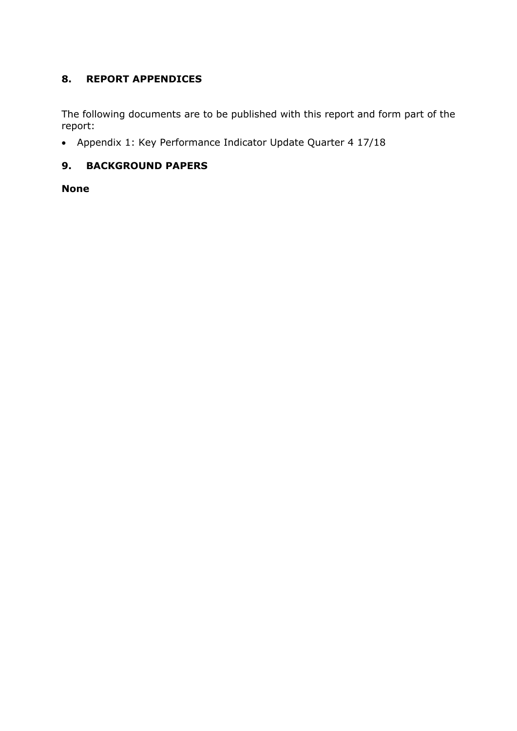## 8. REPORT APPENDICES

The following documents are to be published with this report and form part of the report:

- Appendix 1: Key Performance Indicator Update Quarter 4 17/18

## 9. BACKGROUND PAPERS

**None**